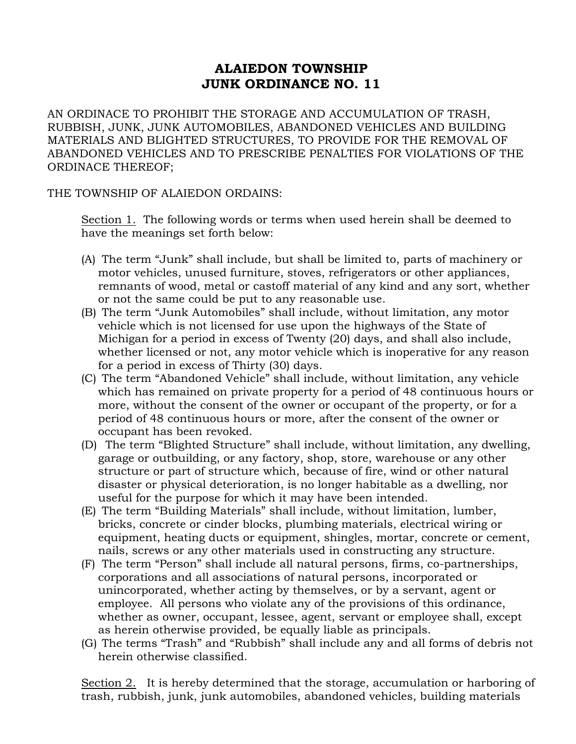# ALAIEDON TOWNSHIP
# JUNK ORDINANCE NO. 11

AN ORDINACE TO PROHIBIT THE STORAGE AND ACCUMULATION OF TRASH, RUBBISH, JUNK, JUNK AUTOMOBILES, ABANDONED VEHICLES AND BUILDING MATERIALS AND BLIGHTED STRUCTURES, TO PROVIDE FOR THE REMOVAL OF ABANDONED VEHICLES AND TO PRESCRIBE PENALTIES FOR VIOLATIONS OF THE ORDINACE THEREOF;

THE TOWNSHIP OF ALAIEDON ORDAINS:

Section 1. The following words or terms when used herein shall be deemed to have the meanings set forth below:

(A) The term "Junk" shall include, but shall be limited to, parts of machinery or motor vehicles, unused furniture, stoves, refrigerators or other appliances, remnants of wood, metal or castoff material of any kind and any sort, whether or not the same could be put to any reasonable use.

(B) The term "Junk Automobiles" shall include, without limitation, any motor vehicle which is not licensed for use upon the highways of the State of Michigan for a period in excess of Twenty (20) days, and shall also include, whether licensed or not, any motor vehicle which is inoperative for any reason for a period in excess of Thirty (30) days.

(C) The term "Abandoned Vehicle" shall include, without limitation, any vehicle which has remained on private property for a period of 48 continuous hours or more, without the consent of the owner or occupant of the property, or for a period of 48 continuous hours or more, after the consent of the owner or occupant has been revoked.

(D) The term "Blighted Structure" shall include, without limitation, any dwelling, garage or outbuilding, or any factory, shop, store, warehouse or any other structure or part of structure which, because of fire, wind or other natural disaster or physical deterioration, is no longer habitable as a dwelling, nor useful for the purpose for which it may have been intended.

(E) The term "Building Materials" shall include, without limitation, lumber, bricks, concrete or cinder blocks, plumbing materials, electrical wiring or equipment, heating ducts or equipment, shingles, mortar, concrete or cement, nails, screws or any other materials used in constructing any structure.

(F) The term "Person" shall include all natural persons, firms, co-partnerships, corporations and all associations of natural persons, incorporated or unincorporated, whether acting by themselves, or by a servant, agent or employee. All persons who violate any of the provisions of this ordinance, whether as owner, occupant, lessee, agent, servant or employee shall, except as herein otherwise provided, be equally liable as principals.

(G) The terms "Trash" and "Rubbish" shall include any and all forms of debris not herein otherwise classified.

Section 2. It is hereby determined that the storage, accumulation or harboring of trash, rubbish, junk, junk automobiles, abandoned vehicles, building materials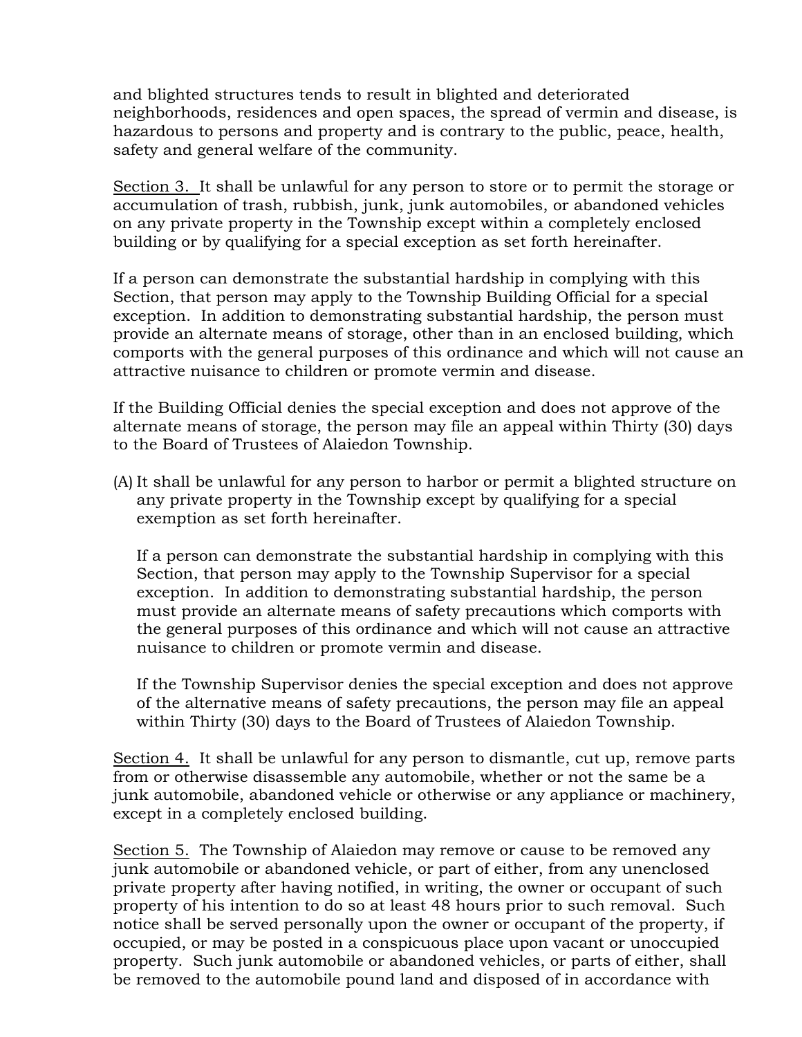and blighted structures tends to result in blighted and deteriorated neighborhoods, residences and open spaces, the spread of vermin and disease, is hazardous to persons and property and is contrary to the public, peace, health, safety and general welfare of the community.

<u>Section 3.</u> It shall be unlawful for any person to store or to permit the storage or accumulation of trash, rubbish, junk, junk automobiles, or abandoned vehicles on any private property in the Township except within a completely enclosed building or by qualifying for a special exception as set forth hereinafter.

If a person can demonstrate the substantial hardship in complying with this Section, that person may apply to the Township Building Official for a special exception. In addition to demonstrating substantial hardship, the person must provide an alternate means of storage, other than in an enclosed building, which comports with the general purposes of this ordinance and which will not cause an attractive nuisance to children or promote vermin and disease.

If the Building Official denies the special exception and does not approve of the alternate means of storage, the person may file an appeal within Thirty (30) days to the Board of Trustees of Alaiedon Township.

(A) It shall be unlawful for any person to harbor or permit a blighted structure on any private property in the Township except by qualifying for a special exemption as set forth hereinafter.

    If a person can demonstrate the substantial hardship in complying with this Section, that person may apply to the Township Supervisor for a special exception. In addition to demonstrating substantial hardship, the person must provide an alternate means of safety precautions which comports with the general purposes of this ordinance and which will not cause an attractive nuisance to children or promote vermin and disease.

    If the Township Supervisor denies the special exception and does not approve of the alternative means of safety precautions, the person may file an appeal within Thirty (30) days to the Board of Trustees of Alaiedon Township.

<u>Section 4.</u> It shall be unlawful for any person to dismantle, cut up, remove parts from or otherwise disassemble any automobile, whether or not the same be a junk automobile, abandoned vehicle or otherwise or any appliance or machinery, except in a completely enclosed building.

<u>Section 5.</u> The Township of Alaiedon may remove or cause to be removed any junk automobile or abandoned vehicle, or part of either, from any unenclosed private property after having notified, in writing, the owner or occupant of such property of his intention to do so at least 48 hours prior to such removal. Such notice shall be served personally upon the owner or occupant of the property, if occupied, or may be posted in a conspicuous place upon vacant or unoccupied property. Such junk automobile or abandoned vehicles, or parts of either, shall be removed to the automobile pound land and disposed of in accordance with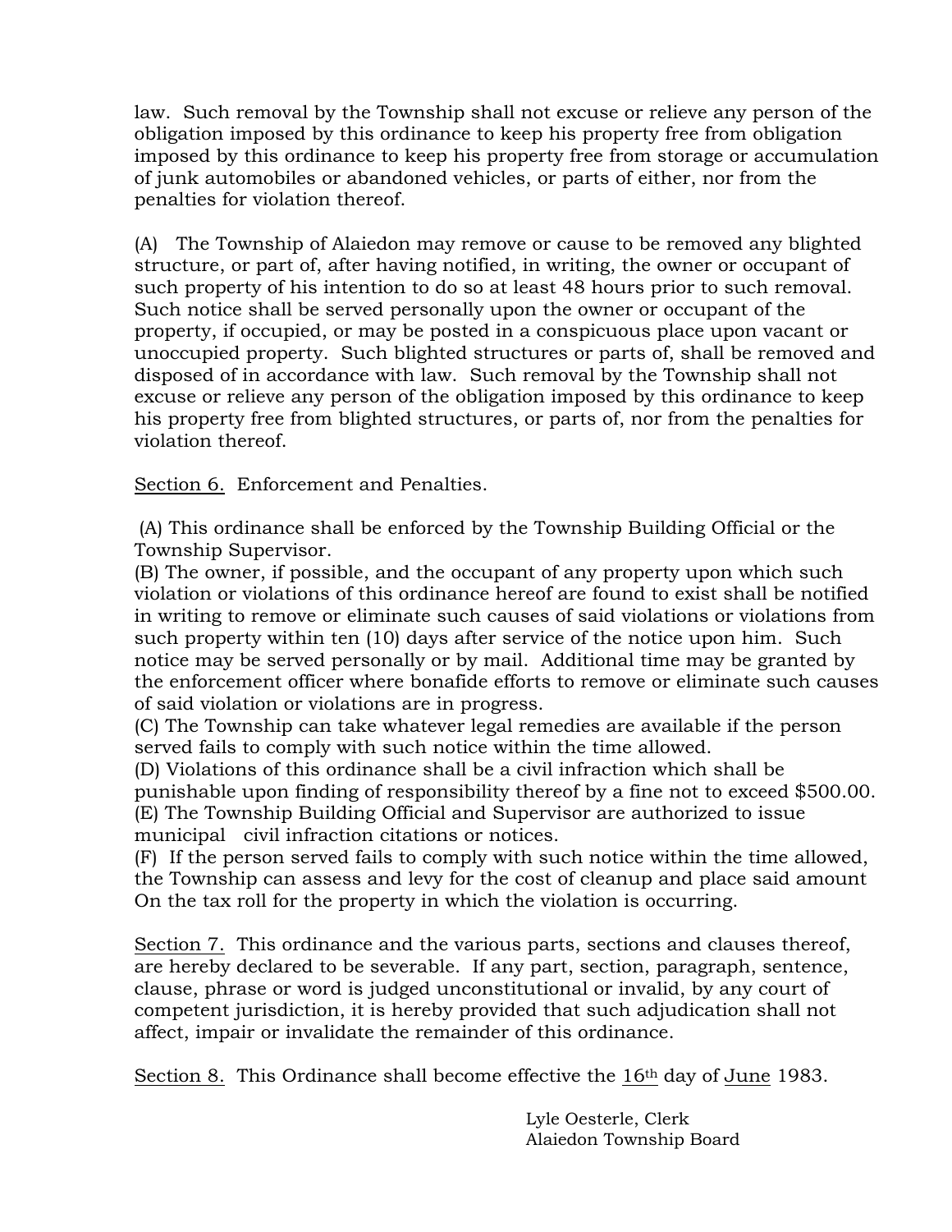law. Such removal by the Township shall not excuse or relieve any person of the obligation imposed by this ordinance to keep his property free from obligation imposed by this ordinance to keep his property free from storage or accumulation of junk automobiles or abandoned vehicles, or parts of either, nor from the penalties for violation thereof.

(A) The Township of Alaiedon may remove or cause to be removed any blighted structure, or part of, after having notified, in writing, the owner or occupant of such property of his intention to do so at least 48 hours prior to such removal. Such notice shall be served personally upon the owner or occupant of the property, if occupied, or may be posted in a conspicuous place upon vacant or unoccupied property. Such blighted structures or parts of, shall be removed and disposed of in accordance with law. Such removal by the Township shall not excuse or relieve any person of the obligation imposed by this ordinance to keep his property free from blighted structures, or parts of, nor from the penalties for violation thereof.

<u>Section 6.</u> Enforcement and Penalties.

(A) This ordinance shall be enforced by the Township Building Official or the Township Supervisor.
(B) The owner, if possible, and the occupant of any property upon which such violation or violations of this ordinance hereof are found to exist shall be notified in writing to remove or eliminate such causes of said violations or violations from such property within ten (10) days after service of the notice upon him. Such notice may be served personally or by mail. Additional time may be granted by the enforcement officer where bonafide efforts to remove or eliminate such causes of said violation or violations are in progress.
(C) The Township can take whatever legal remedies are available if the person served fails to comply with such notice within the time allowed.
(D) Violations of this ordinance shall be a civil infraction which shall be punishable upon finding of responsibility thereof by a fine not to exceed $500.00.
(E) The Township Building Official and Supervisor are authorized to issue municipal civil infraction citations or notices.
(F) If the person served fails to comply with such notice within the time allowed, the Township can assess and levy for the cost of cleanup and place said amount On the tax roll for the property in which the violation is occurring.

<u>Section 7.</u> This ordinance and the various parts, sections and clauses thereof, are hereby declared to be severable. If any part, section, paragraph, sentence, clause, phrase or word is judged unconstitutional or invalid, by any court of competent jurisdiction, it is hereby provided that such adjudication shall not affect, impair or invalidate the remainder of this ordinance.

<u>Section 8.</u> This Ordinance shall become effective the <u>16th</u> day of <u>June</u> 1983.

Lyle Oesterle, Clerk
Alaiedon Township Board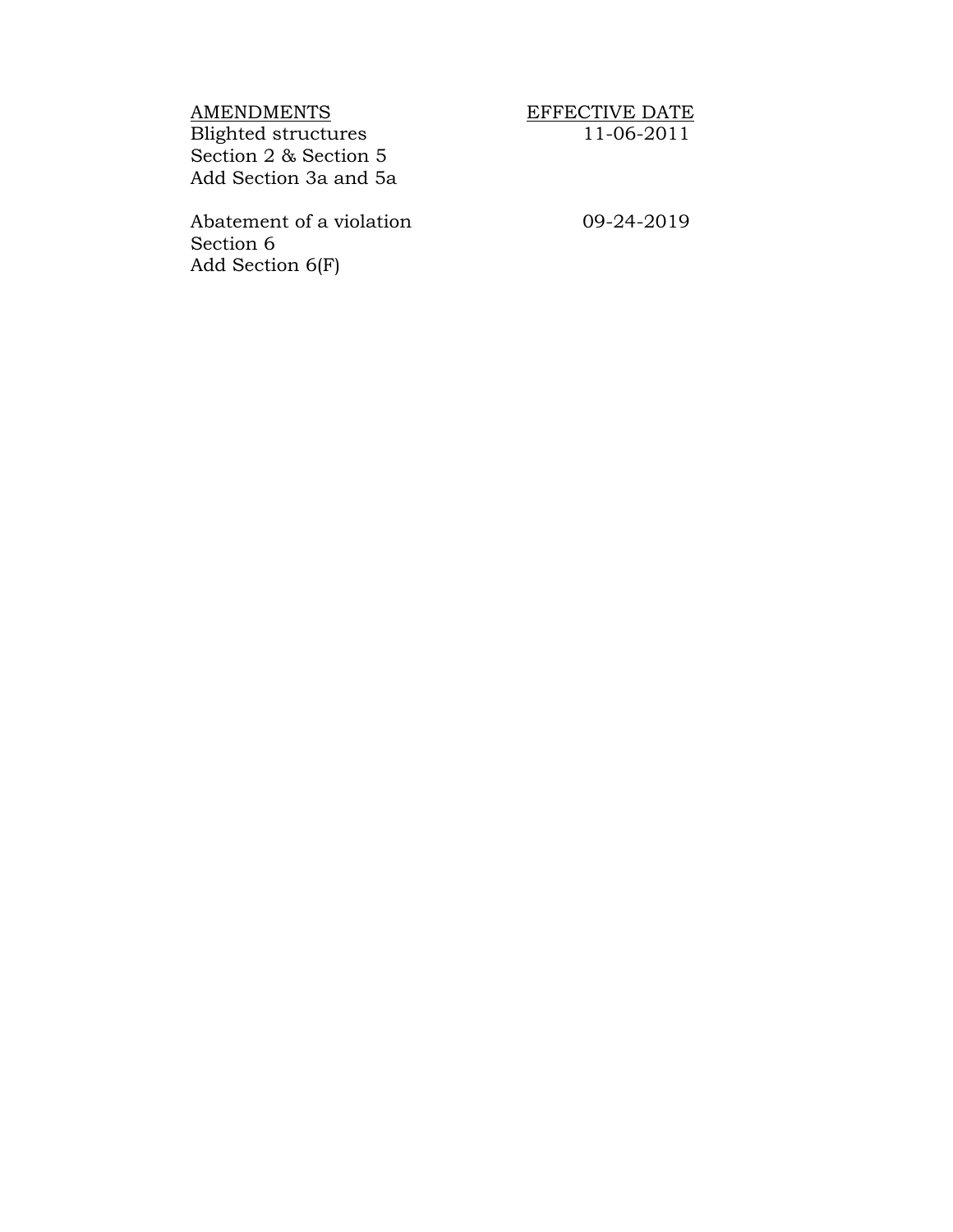| AMENDMENTS | EFFECTIVE DATE |
|---|---|
| Blighted structures<br>Section 2 & Section 5<br>Add Section 3a and 5a | 11-06-2011 |
| Abatement of a violation<br>Section 6<br>Add Section 6(F) | 09-24-2019 |